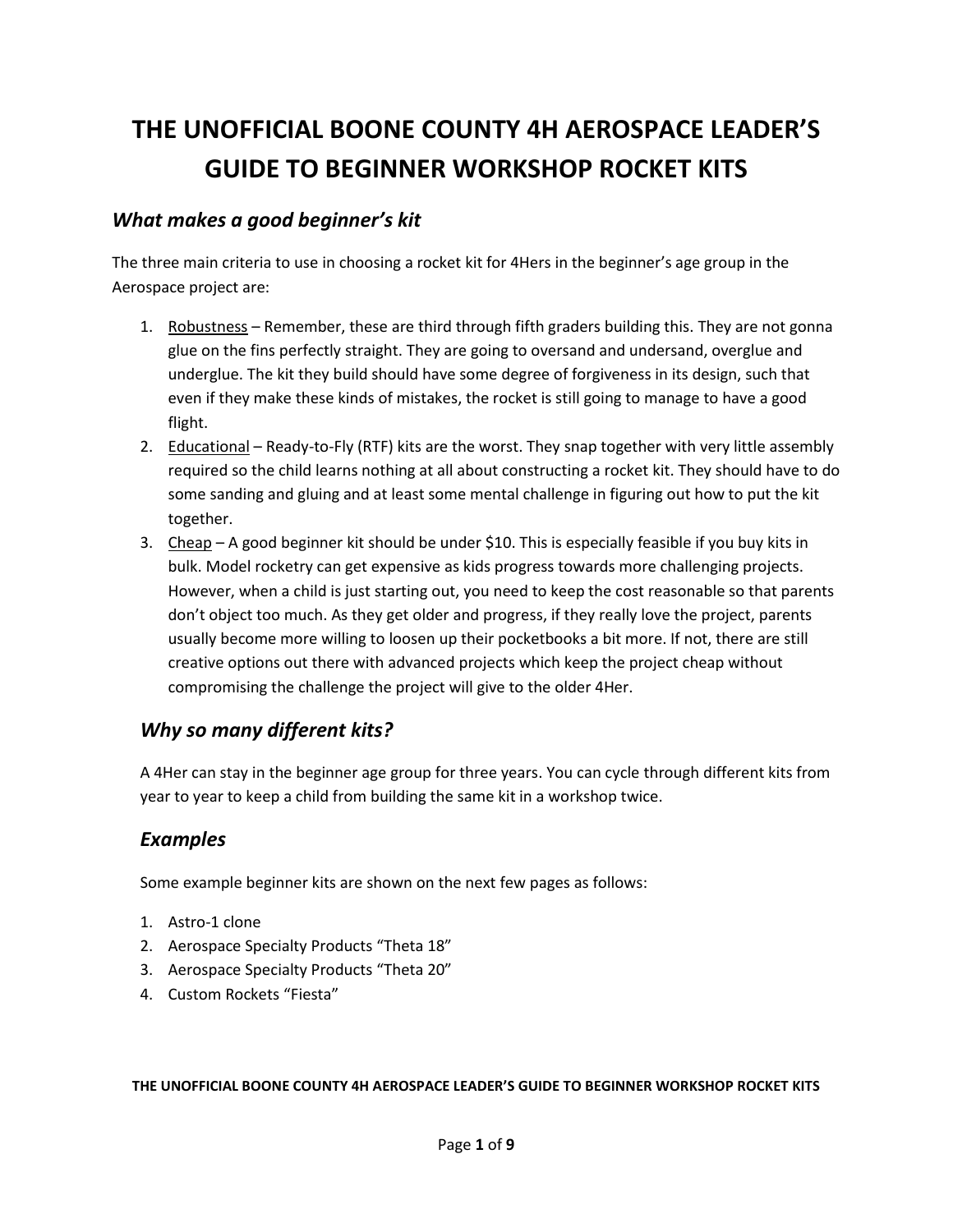# THE UNOFFICIAL BOONE COUNTY 4H AEROSPACE LEADER'S GUIDE TO BEGINNER WORKSHOP ROCKET KITS

## *What makes a good beginner's kit*

The three main criteria to use in choosing a rocket kit for 4Hers in the beginner's age group in the Aerospace project are:

1. <u>Robustness</u> – Remember, these are third through fifth graders building this. They are not gonna glue on the fins perfectly straight. They are going to oversand and undersand, overglue and underglue. The kit they build should have some degree of forgiveness in its design, such that even if they make these kinds of mistakes, the rocket is still going to manage to have a good flight.
2. <u>Educational</u> – Ready-to-Fly (RTF) kits are the worst. They snap together with very little assembly required so the child learns nothing at all about constructing a rocket kit. They should have to do some sanding and gluing and at least some mental challenge in figuring out how to put the kit together.
3. <u>Cheap</u> – A good beginner kit should be under $10. This is especially feasible if you buy kits in bulk. Model rocketry can get expensive as kids progress towards more challenging projects. However, when a child is just starting out, you need to keep the cost reasonable so that parents don't object too much. As they get older and progress, if they really love the project, parents usually become more willing to loosen up their pocketbooks a bit more. If not, there are still creative options out there with advanced projects which keep the project cheap without compromising the challenge the project will give to the older 4Her.

## *Why so many different kits?*

A 4Her can stay in the beginner age group for three years. You can cycle through different kits from year to year to keep a child from building the same kit in a workshop twice.

## *Examples*

Some example beginner kits are shown on the next few pages as follows:

1. Astro-1 clone
2. Aerospace Specialty Products "Theta 18"
3. Aerospace Specialty Products "Theta 20"
4. Custom Rockets "Fiesta"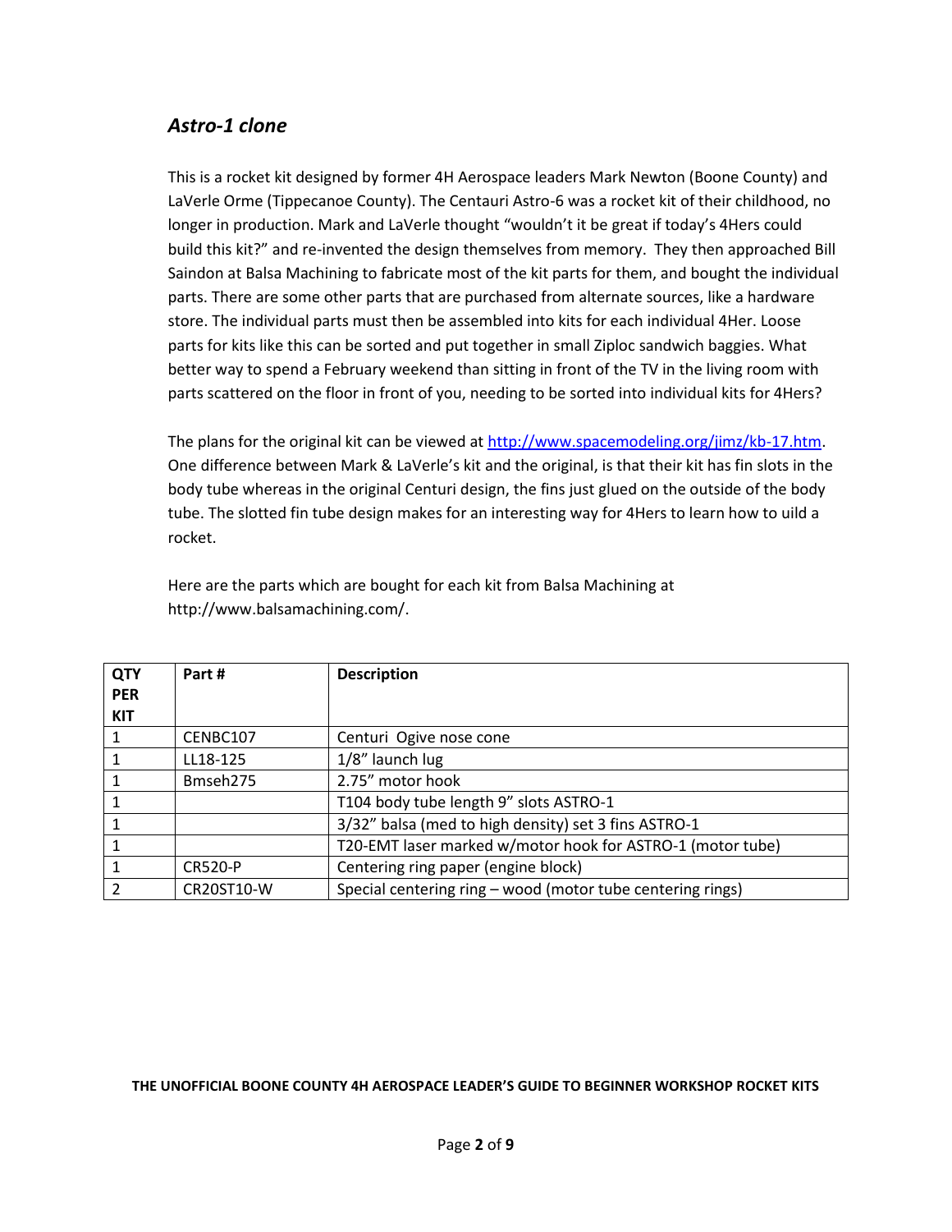## *Astro-1 clone*

This is a rocket kit designed by former 4H Aerospace leaders Mark Newton (Boone County) and LaVerle Orme (Tippecanoe County). The Centauri Astro-6 was a rocket kit of their childhood, no longer in production. Mark and LaVerle thought "wouldn't it be great if today's 4Hers could build this kit?" and re-invented the design themselves from memory. They then approached Bill Saindon at Balsa Machining to fabricate most of the kit parts for them, and bought the individual parts. There are some other parts that are purchased from alternate sources, like a hardware store. The individual parts must then be assembled into kits for each individual 4Her. Loose parts for kits like this can be sorted and put together in small Ziploc sandwich baggies. What better way to spend a February weekend than sitting in front of the TV in the living room with parts scattered on the floor in front of you, needing to be sorted into individual kits for 4Hers?

The plans for the original kit can be viewed at [http://www.spacemodeling.org/jimz/kb-17.htm](http://www.spacemodeling.org/jimz/kb-17.htm). One difference between Mark & LaVerle's kit and the original, is that their kit has fin slots in the body tube whereas in the original Centuri design, the fins just glued on the outside of the body tube. The slotted fin tube design makes for an interesting way for 4Hers to learn how to uild a rocket.

Here are the parts which are bought for each kit from Balsa Machining at http://www.balsamachining.com/.

| QTY PER KIT | Part # | Description |
|---|---|---|
| 1 | CENBC107 | Centuri Ogive nose cone |
| 1 | LL18-125 | 1/8" launch lug |
| 1 | Bmseh275 | 2.75" motor hook |
| 1 | | T104 body tube length 9" slots ASTRO-1 |
| 1 | | 3/32" balsa (med to high density) set 3 fins ASTRO-1 |
| 1 | | T20-EMT laser marked w/motor hook for ASTRO-1 (motor tube) |
| 1 | CR520-P | Centering ring paper (engine block) |
| 2 | CR20ST10-W | Special centering ring – wood (motor tube centering rings) |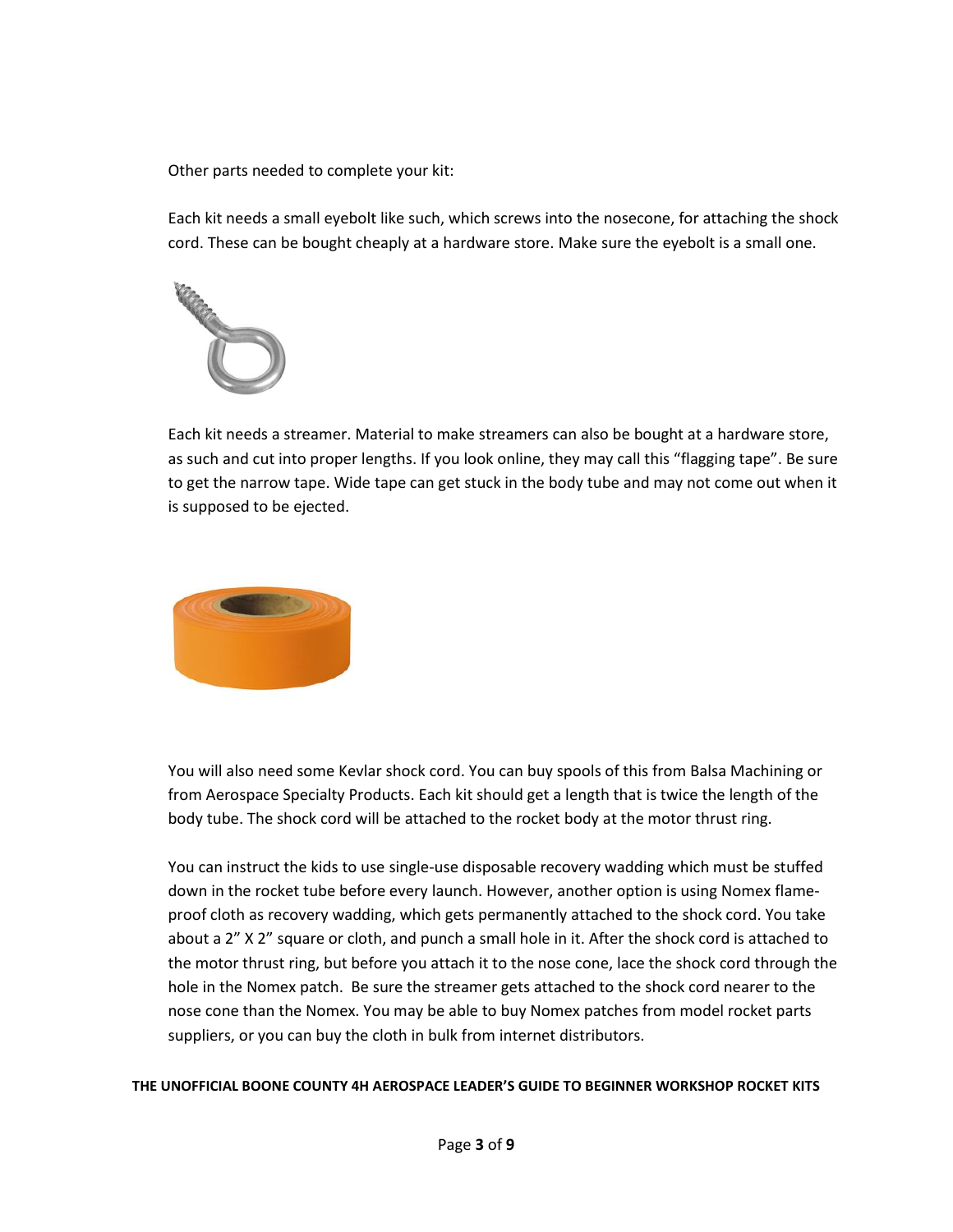Other parts needed to complete your kit:

Each kit needs a small eyebolt like such, which screws into the nosecone, for attaching the shock cord. These can be bought cheaply at a hardware store. Make sure the eyebolt is a small one.

Each kit needs a streamer. Material to make streamers can also be bought at a hardware store, as such and cut into proper lengths. If you look online, they may call this "flagging tape". Be sure to get the narrow tape. Wide tape can get stuck in the body tube and may not come out when it is supposed to be ejected.

You will also need some Kevlar shock cord. You can buy spools of this from Balsa Machining or from Aerospace Specialty Products. Each kit should get a length that is twice the length of the body tube. The shock cord will be attached to the rocket body at the motor thrust ring.

You can instruct the kids to use single-use disposable recovery wadding which must be stuffed down in the rocket tube before every launch. However, another option is using Nomex flame-proof cloth as recovery wadding, which gets permanently attached to the shock cord. You take about a 2" X 2" square or cloth, and punch a small hole in it. After the shock cord is attached to the motor thrust ring, but before you attach it to the nose cone, lace the shock cord through the hole in the Nomex patch. Be sure the streamer gets attached to the shock cord nearer to the nose cone than the Nomex. You may be able to buy Nomex patches from model rocket parts suppliers, or you can buy the cloth in bulk from internet distributors.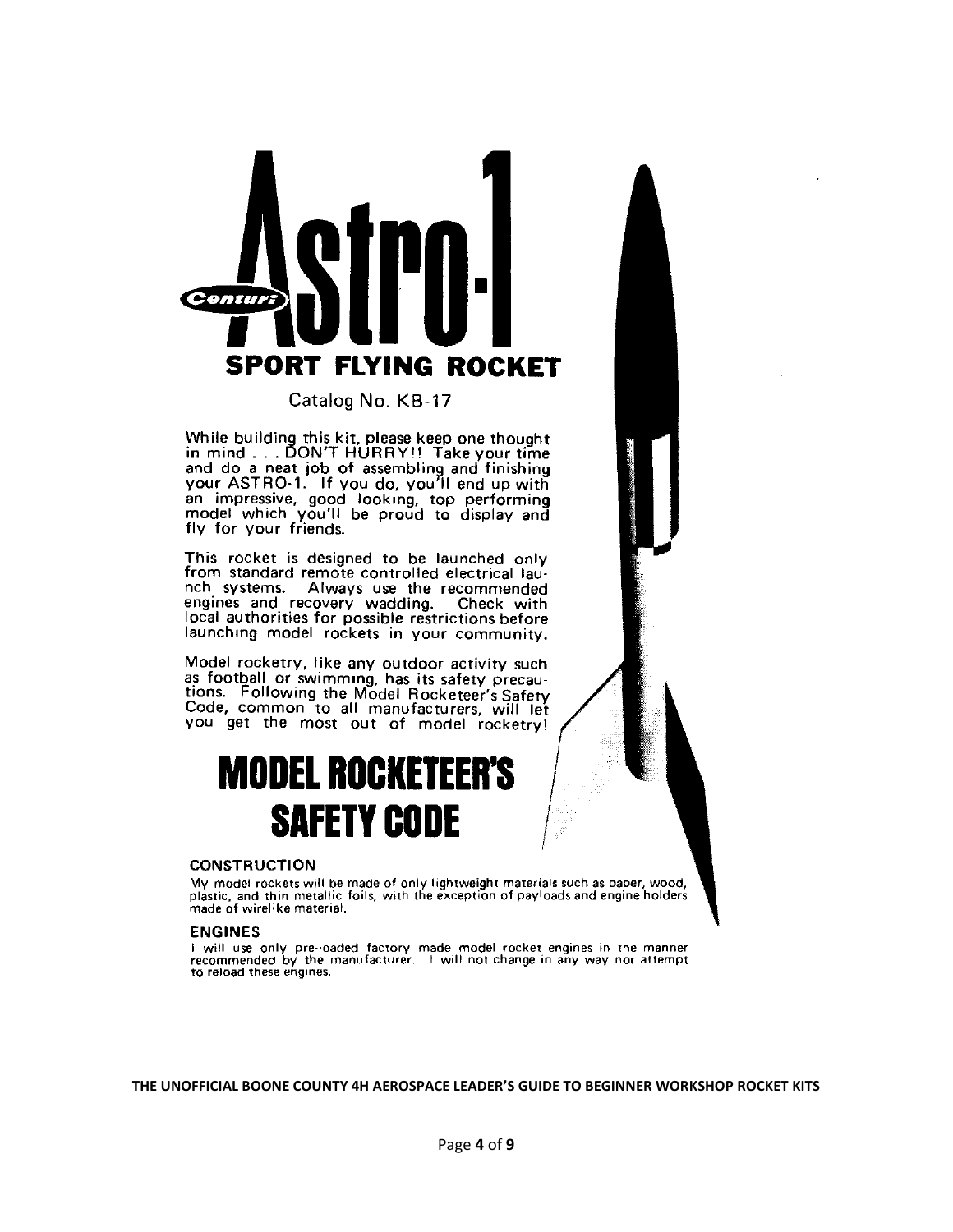# Centuri Astro-1

## SPORT FLYING ROCKET

Catalog No. KB-17

While building this kit, please keep one thought in mind . . . DON'T HURRY!! Take your time and do a neat job of assembling and finishing your ASTRO-1. If you do, you'll end up with an impressive, good looking, top performing model which you'll be proud to display and fly for your friends.

This rocket is designed to be launched only from standard remote controlled electrical launch systems. Always use the recommended engines and recovery wadding. Check with local authorities for possible restrictions before launching model rockets in your community.

Model rocketry, like any outdoor activity such as football or swimming, has its safety precautions. Following the Model Rocketeer's Safety Code, common to all manufacturers, will let you get the most out of model rocketry!

# MODEL ROCKETEER'S SAFETY CODE

### CONSTRUCTION

My model rockets will be made of only lightweight materials such as paper, wood, plastic, and thin metallic foils, with the exception of payloads and engine holders made of wirelike material.

### ENGINES

I will use only pre-loaded factory made model rocket engines in the manner recommended by the manufacturer. I will not change in any way nor attempt to reload these engines.

**THE UNOFFICIAL BOONE COUNTY 4H AEROSPACE LEADER'S GUIDE TO BEGINNER WORKSHOP ROCKET KITS**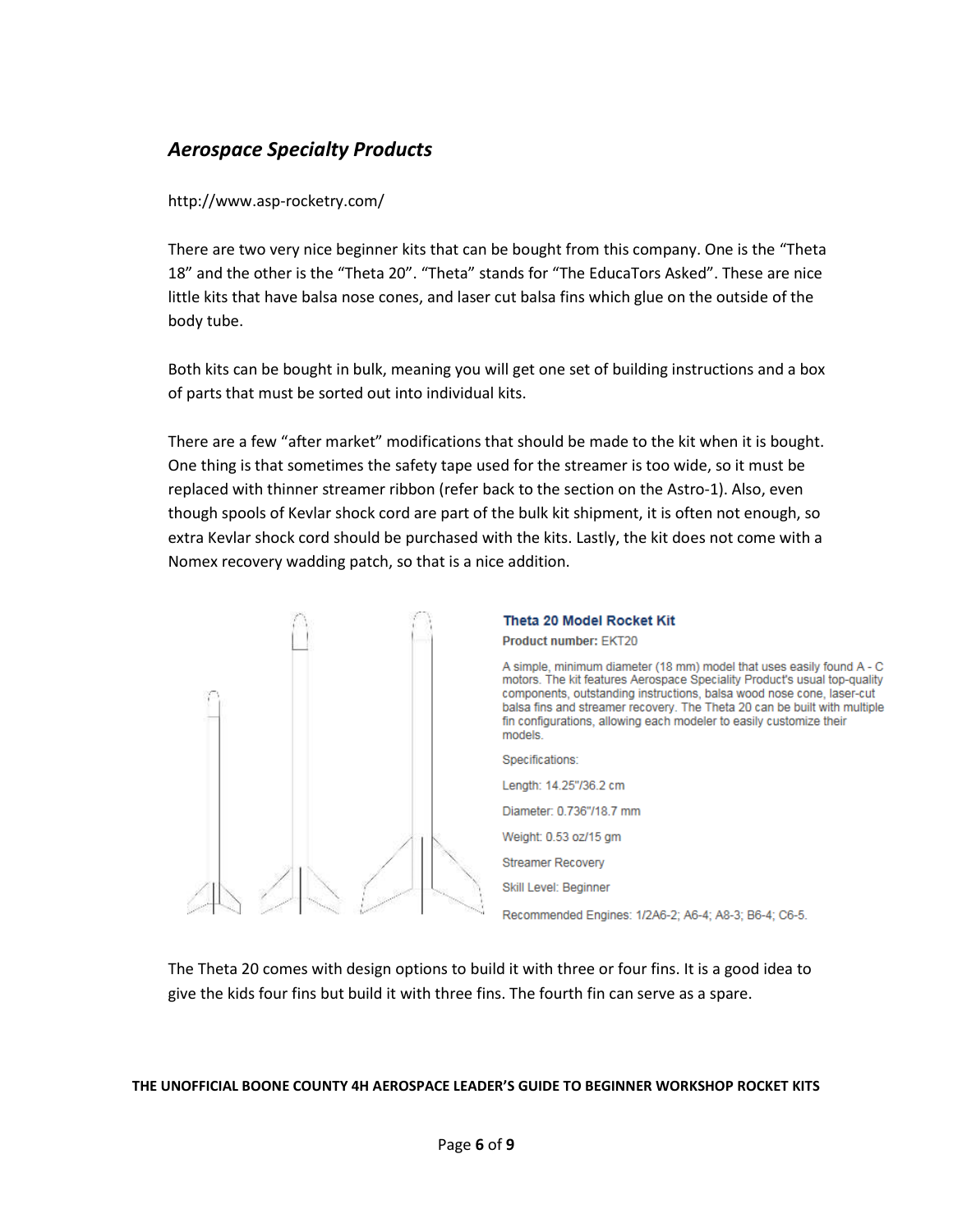## *Aerospace Specialty Products*

http://www.asp-rocketry.com/

There are two very nice beginner kits that can be bought from this company. One is the "Theta 18" and the other is the "Theta 20". "Theta" stands for "The EducaTors Asked". These are nice little kits that have balsa nose cones, and laser cut balsa fins which glue on the outside of the body tube.

Both kits can be bought in bulk, meaning you will get one set of building instructions and a box of parts that must be sorted out into individual kits.

There are a few "after market" modifications that should be made to the kit when it is bought. One thing is that sometimes the safety tape used for the streamer is too wide, so it must be replaced with thinner streamer ribbon (refer back to the section on the Astro-1). Also, even though spools of Kevlar shock cord are part of the bulk kit shipment, it is often not enough, so extra Kevlar shock cord should be purchased with the kits. Lastly, the kit does not come with a Nomex recovery wadding patch, so that is a nice addition.

**Theta 20 Model Rocket Kit**

**Product number:** EKT20

A simple, minimum diameter (18 mm) model that uses easily found A - C motors. The kit features Aerospace Speciality Product's usual top-quality components, outstanding instructions, balsa wood nose cone, laser-cut balsa fins and streamer recovery. The Theta 20 can be built with multiple fin configurations, allowing each modeler to easily customize their models.

Specifications:

Length: 14.25"/36.2 cm

Diameter: 0.736"/18.7 mm

Weight: 0.53 oz/15 gm

Streamer Recovery

Skill Level: Beginner

Recommended Engines: 1/2A6-2; A6-4; A8-3; B6-4; C6-5.

The Theta 20 comes with design options to build it with three or four fins. It is a good idea to give the kids four fins but build it with three fins. The fourth fin can serve as a spare.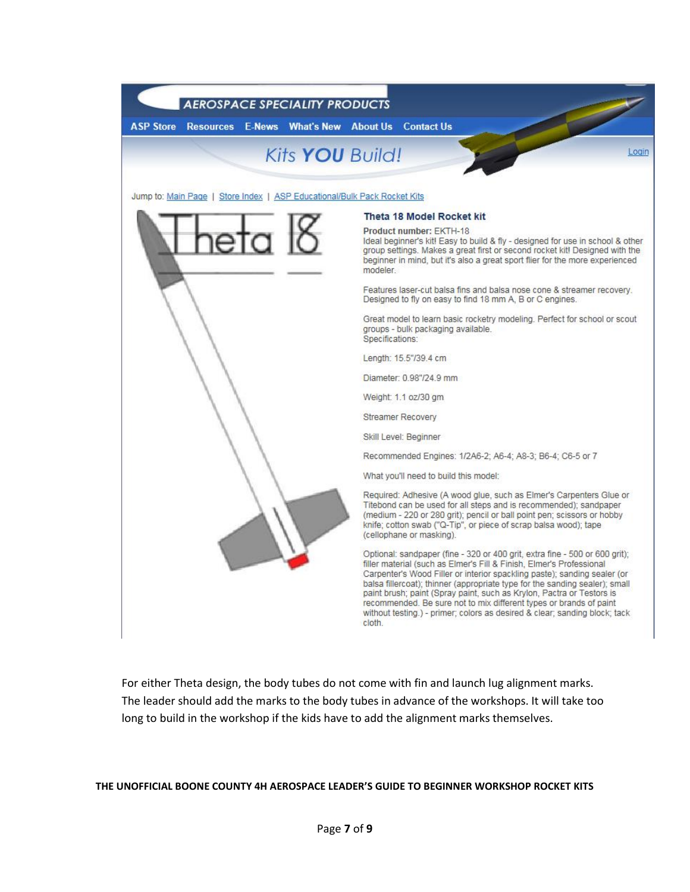AEROSPACE SPECIALITY PRODUCTS

ASP Store | Resources | E-News | What's New | About Us | Contact Us

Kits **YOU** Build!

Login

Jump to: Main Page | Store Index | ASP Educational/Bulk Pack Rocket Kits

Theta 18

### Theta 18 Model Rocket kit

**Product number:** EKTH-18
Ideal beginner's kit! Easy to build & fly - designed for use in school & other group settings. Makes a great first or second rocket kit! Designed with the beginner in mind, but it's also a great sport flier for the more experienced modeler.

Features laser-cut balsa fins and balsa nose cone & streamer recovery. Designed to fly on easy to find 18 mm A, B or C engines.

Great model to learn basic rocketry modeling. Perfect for school or scout groups - bulk packaging available.
Specifications:

Length: 15.5"/39.4 cm

Diameter: 0.98"/24.9 mm

Weight: 1.1 oz/30 gm

Streamer Recovery

Skill Level: Beginner

Recommended Engines: 1/2A6-2; A6-4; A8-3; B6-4; C6-5 or 7

What you'll need to build this model:

Required: Adhesive (A wood glue, such as Elmer's Carpenters Glue or Titebond can be used for all steps and is recommended); sandpaper (medium - 220 or 280 grit); pencil or ball point pen; scissors or hobby knife; cotton swab ("Q-Tip", or piece of scrap balsa wood); tape (cellophane or masking).

Optional: sandpaper (fine - 320 or 400 grit, extra fine - 500 or 600 grit); filler material (such as Elmer's Fill & Finish, Elmer's Professional Carpenter's Wood Filler or interior spackling paste); sanding sealer (or balsa fillercoat); thinner (appropriate type for the sanding sealer); small paint brush; paint (Spray paint, such as Krylon, Pactra or Testors is recommended. Be sure not to mix different types or brands of paint without testing.) - primer; colors as desired & clear; sanding block; tack cloth.

For either Theta design, the body tubes do not come with fin and launch lug alignment marks. The leader should add the marks to the body tubes in advance of the workshops. It will take too long to build in the workshop if the kids have to add the alignment marks themselves.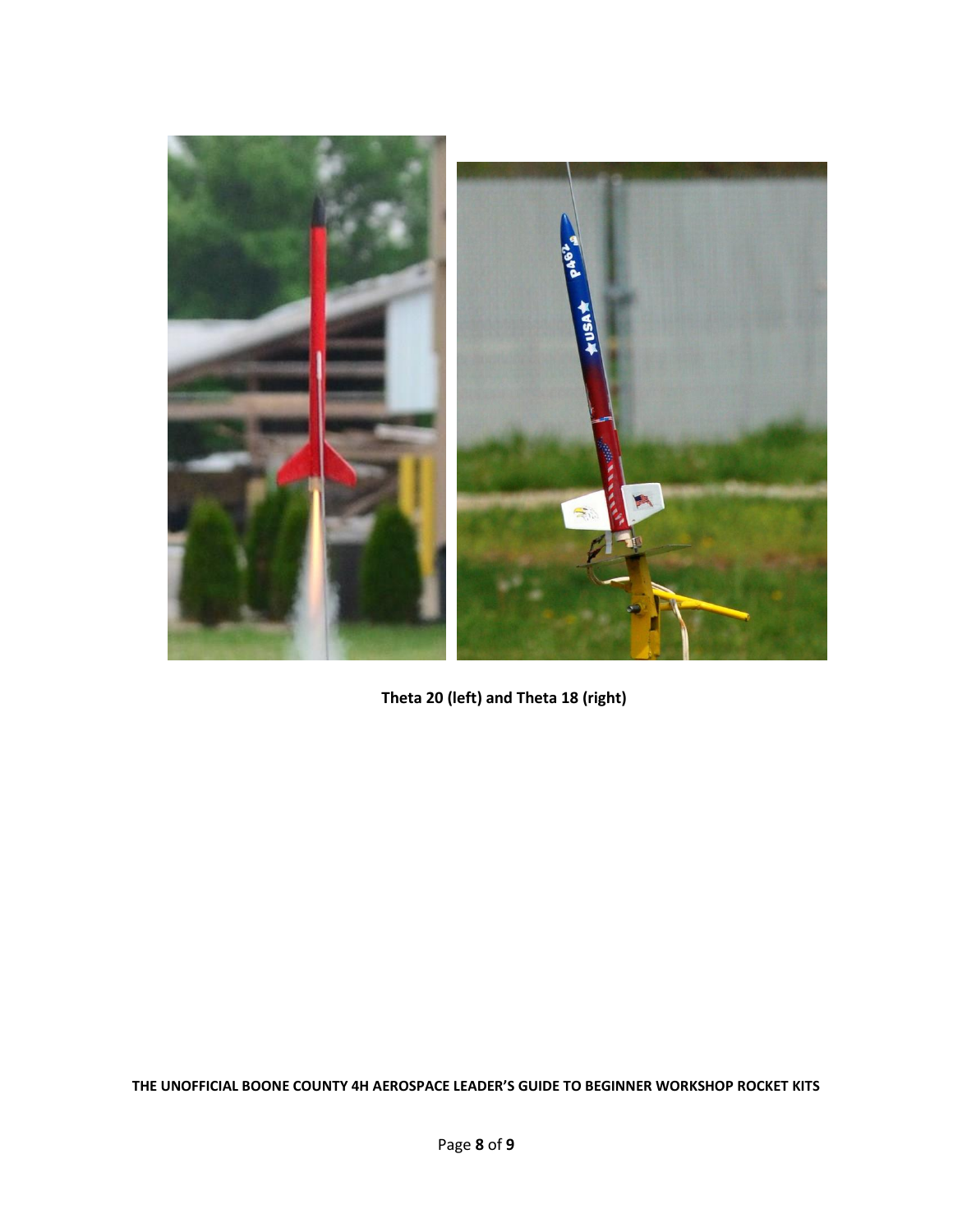**Theta 20 (left) and Theta 18 (right)**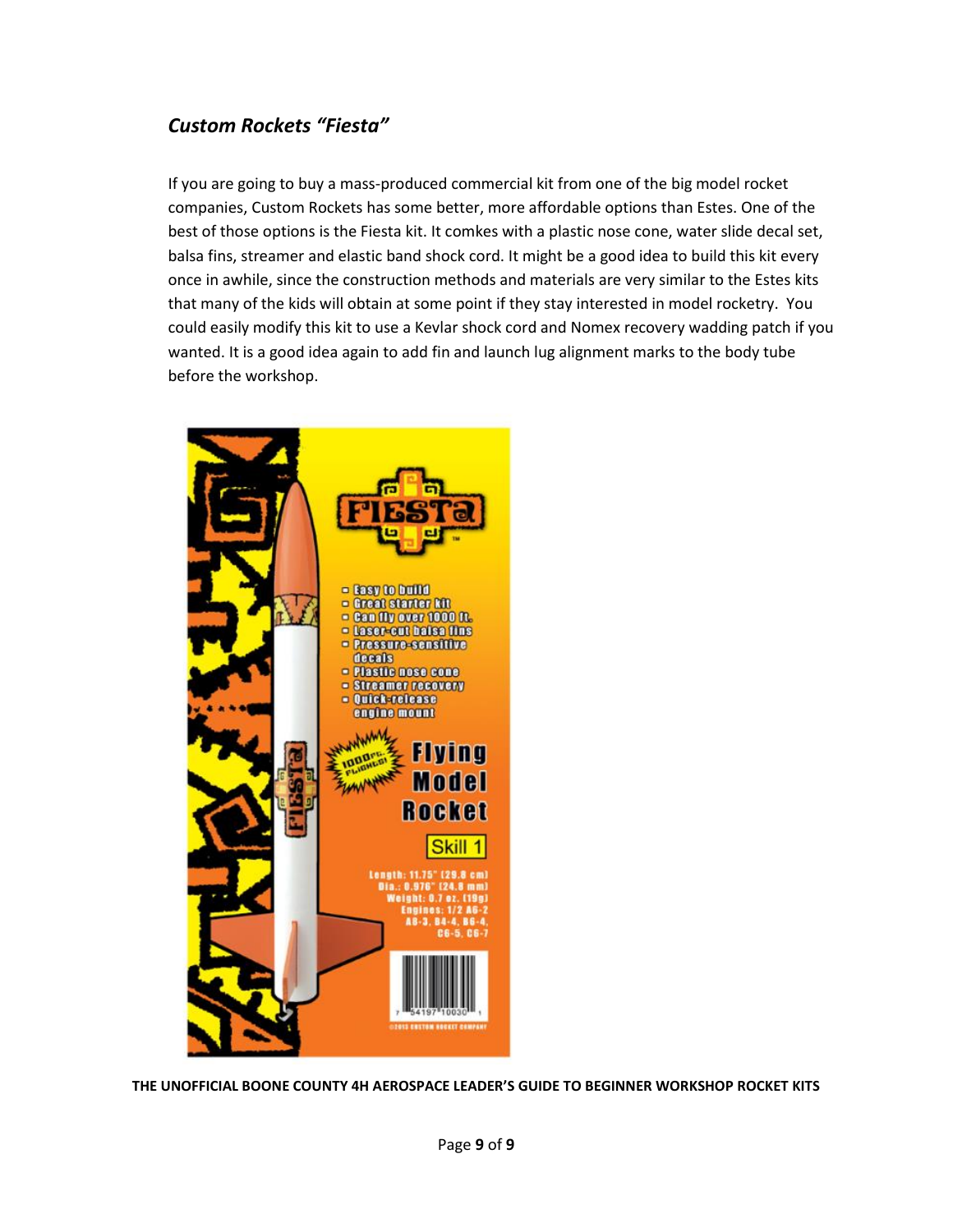## *Custom Rockets "Fiesta"*

If you are going to buy a mass-produced commercial kit from one of the big model rocket companies, Custom Rockets has some better, more affordable options than Estes. One of the best of those options is the Fiesta kit. It comkes with a plastic nose cone, water slide decal set, balsa fins, streamer and elastic band shock cord. It might be a good idea to build this kit every once in awhile, since the construction methods and materials are very similar to the Estes kits that many of the kids will obtain at some point if they stay interested in model rocketry. You could easily modify this kit to use a Kevlar shock cord and Nomex recovery wadding patch if you wanted. It is a good idea again to add fin and launch lug alignment marks to the body tube before the workshop.